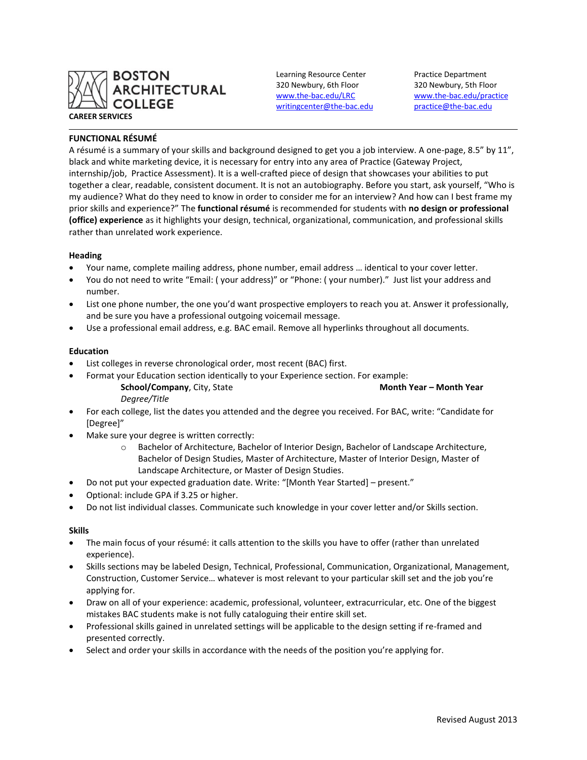**BOSTON ARCHITECTURAL COLLEGE**
**CAREER SERVICES**

Learning Resource Center
320 Newbury, 6th Floor
www.the-bac.edu/LRC
writingcenter@the-bac.edu

Practice Department
320 Newbury, 5th Floor
www.the-bac.edu/practice
practice@the-bac.edu

## FUNCTIONAL RÉSUMÉ

A résumé is a summary of your skills and background designed to get you a job interview. A one-page, 8.5" by 11", black and white marketing device, it is necessary for entry into any area of Practice (Gateway Project, internship/job, Practice Assessment). It is a well-crafted piece of design that showcases your abilities to put together a clear, readable, consistent document. It is not an autobiography. Before you start, ask yourself, "Who is my audience? What do they need to know in order to consider me for an interview? And how can I best frame my prior skills and experience?" The **functional résumé** is recommended for students with **no design or professional (office) experience** as it highlights your design, technical, organizational, communication, and professional skills rather than unrelated work experience.

### Heading

- Your name, complete mailing address, phone number, email address … identical to your cover letter.
- You do not need to write "Email: ( your address)" or "Phone: ( your number)." Just list your address and number.
- List one phone number, the one you'd want prospective employers to reach you at. Answer it professionally, and be sure you have a professional outgoing voicemail message.
- Use a professional email address, e.g. BAC email. Remove all hyperlinks throughout all documents.

### Education

- List colleges in reverse chronological order, most recent (BAC) first.
- Format your Education section identically to your Experience section. For example:

  **School/Company**, City, State **Month Year – Month Year**
  *Degree/Title*

- For each college, list the dates you attended and the degree you received. For BAC, write: "Candidate for [Degree]"
- Make sure your degree is written correctly:
  - Bachelor of Architecture, Bachelor of Interior Design, Bachelor of Landscape Architecture, Bachelor of Design Studies, Master of Architecture, Master of Interior Design, Master of Landscape Architecture, or Master of Design Studies.
- Do not put your expected graduation date. Write: "[Month Year Started] – present."
- Optional: include GPA if 3.25 or higher.
- Do not list individual classes. Communicate such knowledge in your cover letter and/or Skills section.

### Skills

- The main focus of your résumé: it calls attention to the skills you have to offer (rather than unrelated experience).
- Skills sections may be labeled Design, Technical, Professional, Communication, Organizational, Management, Construction, Customer Service… whatever is most relevant to your particular skill set and the job you're applying for.
- Draw on all of your experience: academic, professional, volunteer, extracurricular, etc. One of the biggest mistakes BAC students make is not fully cataloguing their entire skill set.
- Professional skills gained in unrelated settings will be applicable to the design setting if re-framed and presented correctly.
- Select and order your skills in accordance with the needs of the position you're applying for.

Revised August 2013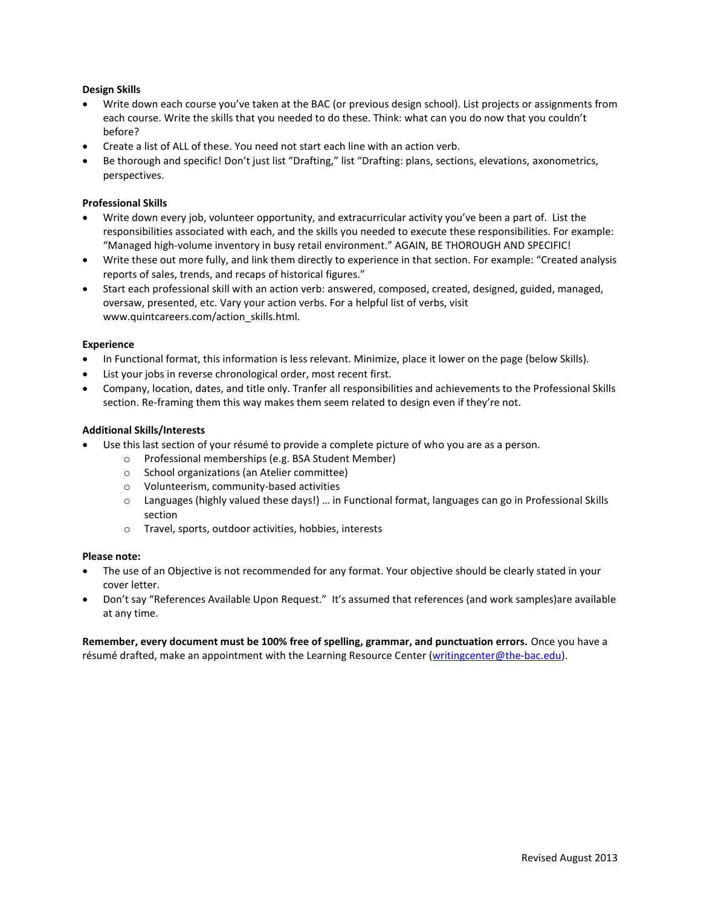**Design Skills**

- Write down each course you've taken at the BAC (or previous design school). List projects or assignments from each course. Write the skills that you needed to do these. Think: what can you do now that you couldn't before?
- Create a list of ALL of these. You need not start each line with an action verb.
- Be thorough and specific! Don't just list "Drafting," list "Drafting: plans, sections, elevations, axonometrics, perspectives.

**Professional Skills**

- Write down every job, volunteer opportunity, and extracurricular activity you've been a part of. List the responsibilities associated with each, and the skills you needed to execute these responsibilities. For example: "Managed high-volume inventory in busy retail environment." AGAIN, BE THOROUGH AND SPECIFIC!
- Write these out more fully, and link them directly to experience in that section. For example: "Created analysis reports of sales, trends, and recaps of historical figures."
- Start each professional skill with an action verb: answered, composed, created, designed, guided, managed, oversaw, presented, etc. Vary your action verbs. For a helpful list of verbs, visit www.quintcareers.com/action_skills.html.

**Experience**

- In Functional format, this information is less relevant. Minimize, place it lower on the page (below Skills).
- List your jobs in reverse chronological order, most recent first.
- Company, location, dates, and title only. Tranfer all responsibilities and achievements to the Professional Skills section. Re-framing them this way makes them seem related to design even if they're not.

**Additional Skills/Interests**

- Use this last section of your résumé to provide a complete picture of who you are as a person.
  - Professional memberships (e.g. BSA Student Member)
  - School organizations (an Atelier committee)
  - Volunteerism, community-based activities
  - Languages (highly valued these days!) … in Functional format, languages can go in Professional Skills section
  - Travel, sports, outdoor activities, hobbies, interests

**Please note:**

- The use of an Objective is not recommended for any format. Your objective should be clearly stated in your cover letter.
- Don't say "References Available Upon Request." It's assumed that references (and work samples)are available at any time.

**Remember, every document must be 100% free of spelling, grammar, and punctuation errors.** Once you have a résumé drafted, make an appointment with the Learning Resource Center (writingcenter@the-bac.edu).

Revised August 2013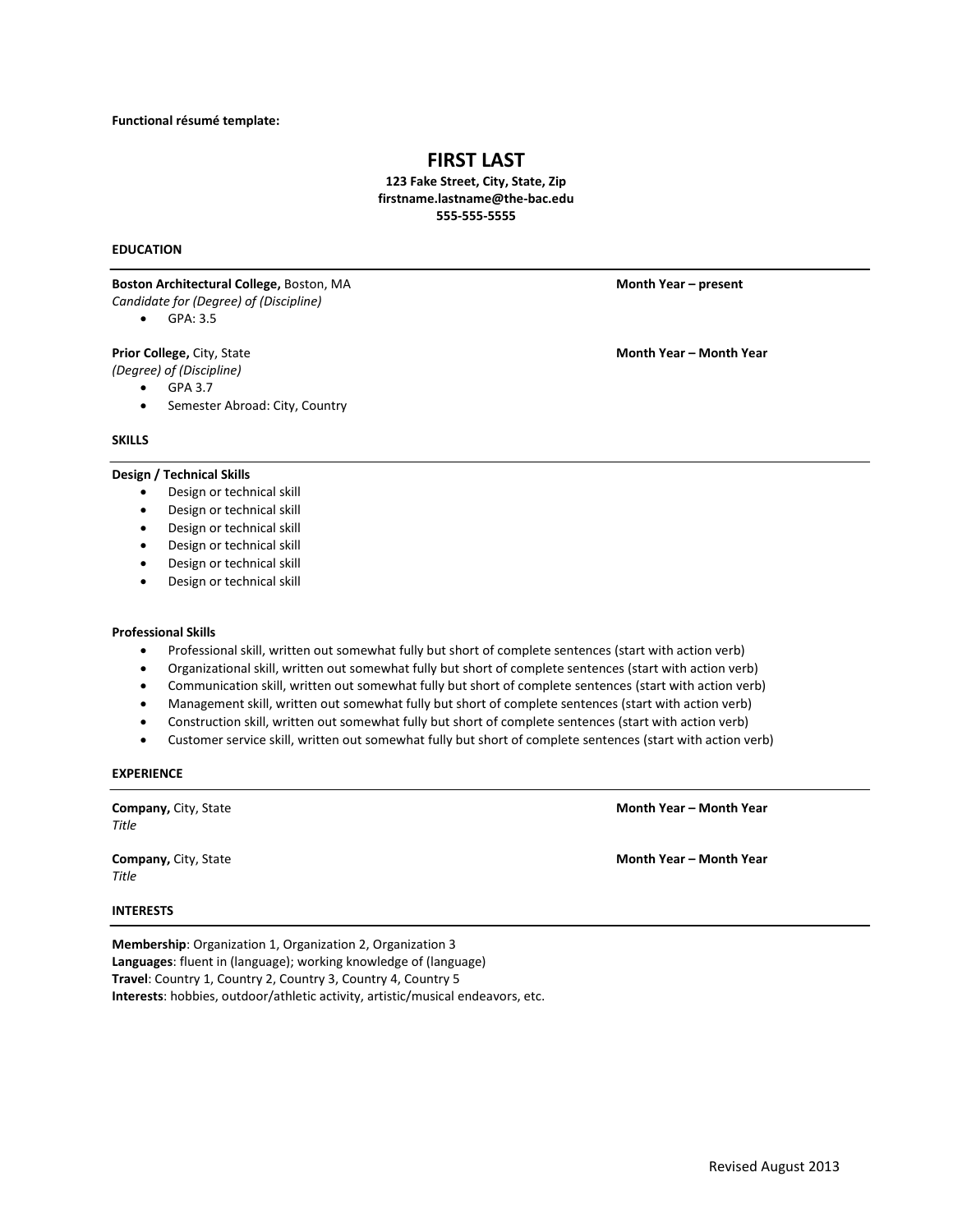**Functional résumé template:**

# FIRST LAST

**123 Fake Street, City, State, Zip**
**firstname.lastname@the-bac.edu**
**555-555-5555**

## EDUCATION

**Boston Architectural College,** Boston, MA — **Month Year – present**
*Candidate for (Degree) of (Discipline)*

- GPA: 3.5

**Prior College,** City, State — **Month Year – Month Year**
*(Degree) of (Discipline)*

- GPA 3.7
- Semester Abroad: City, Country

## SKILLS

**Design / Technical Skills**

- Design or technical skill
- Design or technical skill
- Design or technical skill
- Design or technical skill
- Design or technical skill
- Design or technical skill

**Professional Skills**

- Professional skill, written out somewhat fully but short of complete sentences (start with action verb)
- Organizational skill, written out somewhat fully but short of complete sentences (start with action verb)
- Communication skill, written out somewhat fully but short of complete sentences (start with action verb)
- Management skill, written out somewhat fully but short of complete sentences (start with action verb)
- Construction skill, written out somewhat fully but short of complete sentences (start with action verb)
- Customer service skill, written out somewhat fully but short of complete sentences (start with action verb)

## EXPERIENCE

**Company,** City, State — **Month Year – Month Year**
*Title*

**Company,** City, State — **Month Year – Month Year**
*Title*

## INTERESTS

**Membership**: Organization 1, Organization 2, Organization 3
**Languages**: fluent in (language); working knowledge of (language)
**Travel**: Country 1, Country 2, Country 3, Country 4, Country 5
**Interests**: hobbies, outdoor/athletic activity, artistic/musical endeavors, etc.

Revised August 2013